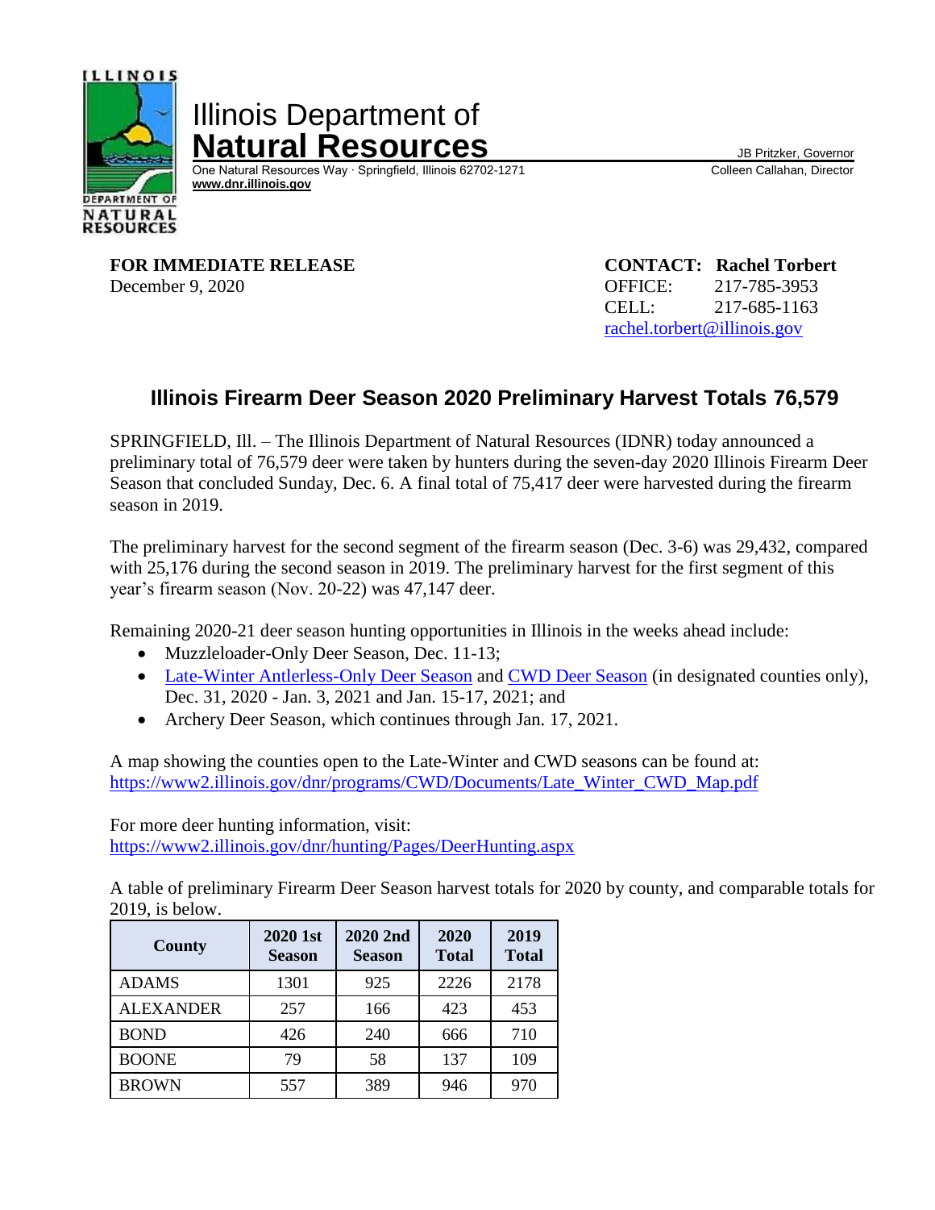Illinois Department of
**Natural Resources**

One Natural Resources Way · Springfield, Illinois 62702-1271
**www.dnr.illinois.gov**

JB Pritzker, Governor
Colleen Callahan, Director

**FOR IMMEDIATE RELEASE**
December 9, 2020

**CONTACT: Rachel Torbert**
OFFICE: 217-785-3953
CELL: 217-685-1163
rachel.torbert@illinois.gov

## Illinois Firearm Deer Season 2020 Preliminary Harvest Totals 76,579

SPRINGFIELD, Ill. – The Illinois Department of Natural Resources (IDNR) today announced a preliminary total of 76,579 deer were taken by hunters during the seven-day 2020 Illinois Firearm Deer Season that concluded Sunday, Dec. 6. A final total of 75,417 deer were harvested during the firearm season in 2019.

The preliminary harvest for the second segment of the firearm season (Dec. 3-6) was 29,432, compared with 25,176 during the second season in 2019. The preliminary harvest for the first segment of this year's firearm season (Nov. 20-22) was 47,147 deer.

Remaining 2020-21 deer season hunting opportunities in Illinois in the weeks ahead include:

- Muzzleloader-Only Deer Season, Dec. 11-13;
- Late-Winter Antlerless-Only Deer Season and CWD Deer Season (in designated counties only), Dec. 31, 2020 - Jan. 3, 2021 and Jan. 15-17, 2021; and
- Archery Deer Season, which continues through Jan. 17, 2021.

A map showing the counties open to the Late-Winter and CWD seasons can be found at:
https://www2.illinois.gov/dnr/programs/CWD/Documents/Late_Winter_CWD_Map.pdf

For more deer hunting information, visit:
https://www2.illinois.gov/dnr/hunting/Pages/DeerHunting.aspx

A table of preliminary Firearm Deer Season harvest totals for 2020 by county, and comparable totals for 2019, is below.

| County | 2020 1st Season | 2020 2nd Season | 2020 Total | 2019 Total |
|---|---|---|---|---|
| ADAMS | 1301 | 925 | 2226 | 2178 |
| ALEXANDER | 257 | 166 | 423 | 453 |
| BOND | 426 | 240 | 666 | 710 |
| BOONE | 79 | 58 | 137 | 109 |
| BROWN | 557 | 389 | 946 | 970 |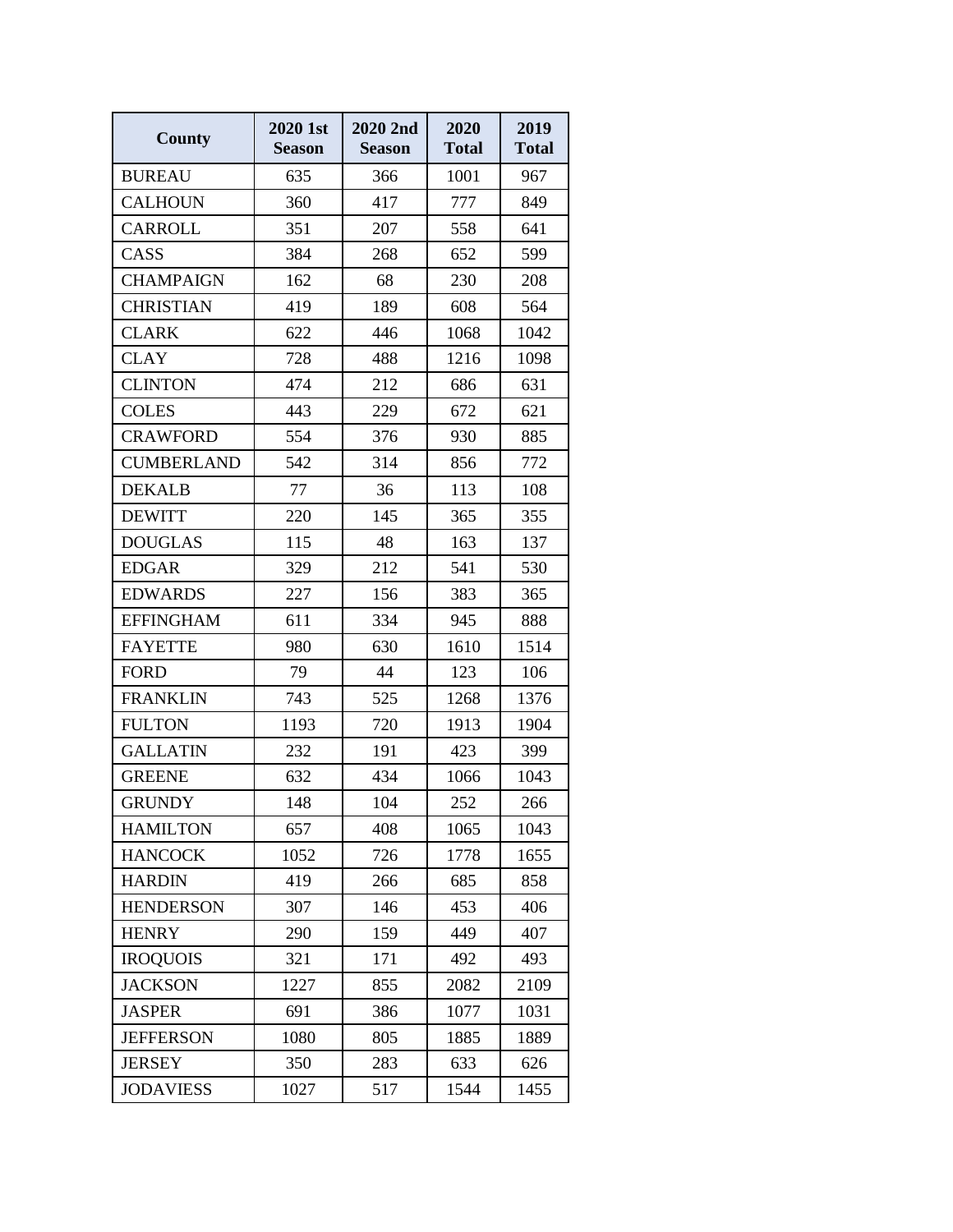| County | 2020 1st Season | 2020 2nd Season | 2020 Total | 2019 Total |
|---|---|---|---|---|
| BUREAU | 635 | 366 | 1001 | 967 |
| CALHOUN | 360 | 417 | 777 | 849 |
| CARROLL | 351 | 207 | 558 | 641 |
| CASS | 384 | 268 | 652 | 599 |
| CHAMPAIGN | 162 | 68 | 230 | 208 |
| CHRISTIAN | 419 | 189 | 608 | 564 |
| CLARK | 622 | 446 | 1068 | 1042 |
| CLAY | 728 | 488 | 1216 | 1098 |
| CLINTON | 474 | 212 | 686 | 631 |
| COLES | 443 | 229 | 672 | 621 |
| CRAWFORD | 554 | 376 | 930 | 885 |
| CUMBERLAND | 542 | 314 | 856 | 772 |
| DEKALB | 77 | 36 | 113 | 108 |
| DEWITT | 220 | 145 | 365 | 355 |
| DOUGLAS | 115 | 48 | 163 | 137 |
| EDGAR | 329 | 212 | 541 | 530 |
| EDWARDS | 227 | 156 | 383 | 365 |
| EFFINGHAM | 611 | 334 | 945 | 888 |
| FAYETTE | 980 | 630 | 1610 | 1514 |
| FORD | 79 | 44 | 123 | 106 |
| FRANKLIN | 743 | 525 | 1268 | 1376 |
| FULTON | 1193 | 720 | 1913 | 1904 |
| GALLATIN | 232 | 191 | 423 | 399 |
| GREENE | 632 | 434 | 1066 | 1043 |
| GRUNDY | 148 | 104 | 252 | 266 |
| HAMILTON | 657 | 408 | 1065 | 1043 |
| HANCOCK | 1052 | 726 | 1778 | 1655 |
| HARDIN | 419 | 266 | 685 | 858 |
| HENDERSON | 307 | 146 | 453 | 406 |
| HENRY | 290 | 159 | 449 | 407 |
| IROQUOIS | 321 | 171 | 492 | 493 |
| JACKSON | 1227 | 855 | 2082 | 2109 |
| JASPER | 691 | 386 | 1077 | 1031 |
| JEFFERSON | 1080 | 805 | 1885 | 1889 |
| JERSEY | 350 | 283 | 633 | 626 |
| JODAVIESS | 1027 | 517 | 1544 | 1455 |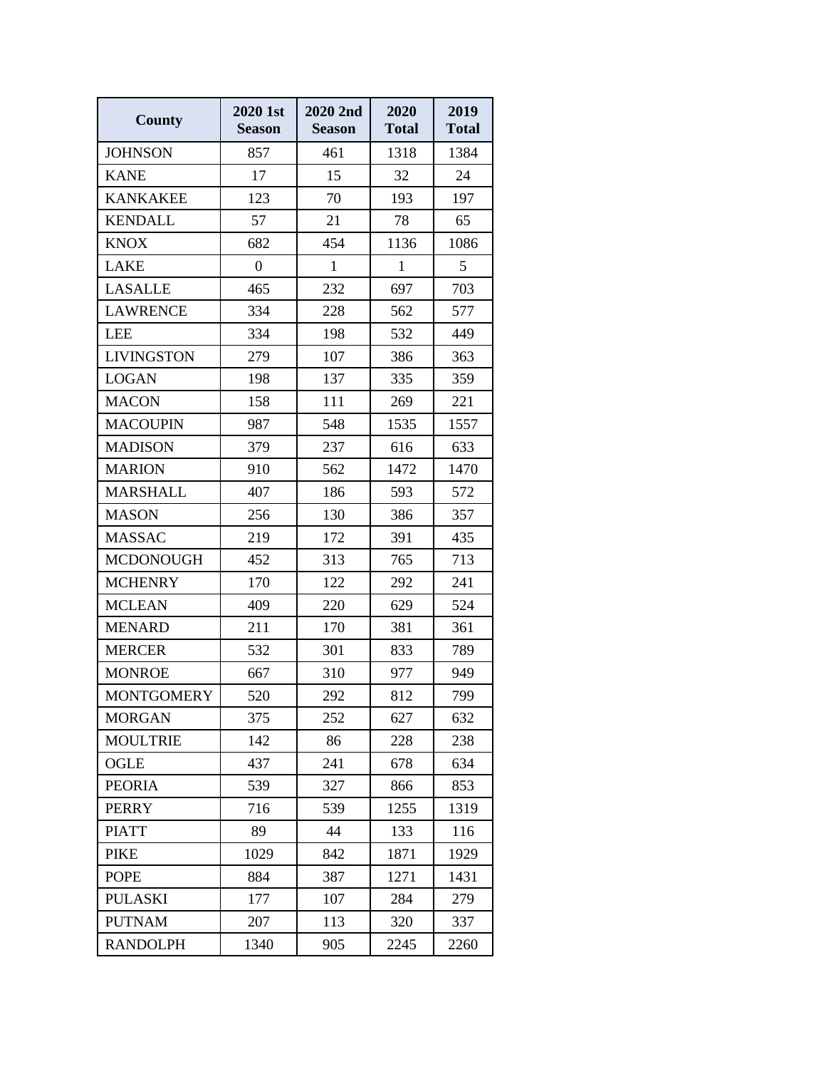| County | 2020 1st Season | 2020 2nd Season | 2020 Total | 2019 Total |
|---|---|---|---|---|
| JOHNSON | 857 | 461 | 1318 | 1384 |
| KANE | 17 | 15 | 32 | 24 |
| KANKAKEE | 123 | 70 | 193 | 197 |
| KENDALL | 57 | 21 | 78 | 65 |
| KNOX | 682 | 454 | 1136 | 1086 |
| LAKE | 0 | 1 | 1 | 5 |
| LASALLE | 465 | 232 | 697 | 703 |
| LAWRENCE | 334 | 228 | 562 | 577 |
| LEE | 334 | 198 | 532 | 449 |
| LIVINGSTON | 279 | 107 | 386 | 363 |
| LOGAN | 198 | 137 | 335 | 359 |
| MACON | 158 | 111 | 269 | 221 |
| MACOUPIN | 987 | 548 | 1535 | 1557 |
| MADISON | 379 | 237 | 616 | 633 |
| MARION | 910 | 562 | 1472 | 1470 |
| MARSHALL | 407 | 186 | 593 | 572 |
| MASON | 256 | 130 | 386 | 357 |
| MASSAC | 219 | 172 | 391 | 435 |
| MCDONOUGH | 452 | 313 | 765 | 713 |
| MCHENRY | 170 | 122 | 292 | 241 |
| MCLEAN | 409 | 220 | 629 | 524 |
| MENARD | 211 | 170 | 381 | 361 |
| MERCER | 532 | 301 | 833 | 789 |
| MONROE | 667 | 310 | 977 | 949 |
| MONTGOMERY | 520 | 292 | 812 | 799 |
| MORGAN | 375 | 252 | 627 | 632 |
| MOULTRIE | 142 | 86 | 228 | 238 |
| OGLE | 437 | 241 | 678 | 634 |
| PEORIA | 539 | 327 | 866 | 853 |
| PERRY | 716 | 539 | 1255 | 1319 |
| PIATT | 89 | 44 | 133 | 116 |
| PIKE | 1029 | 842 | 1871 | 1929 |
| POPE | 884 | 387 | 1271 | 1431 |
| PULASKI | 177 | 107 | 284 | 279 |
| PUTNAM | 207 | 113 | 320 | 337 |
| RANDOLPH | 1340 | 905 | 2245 | 2260 |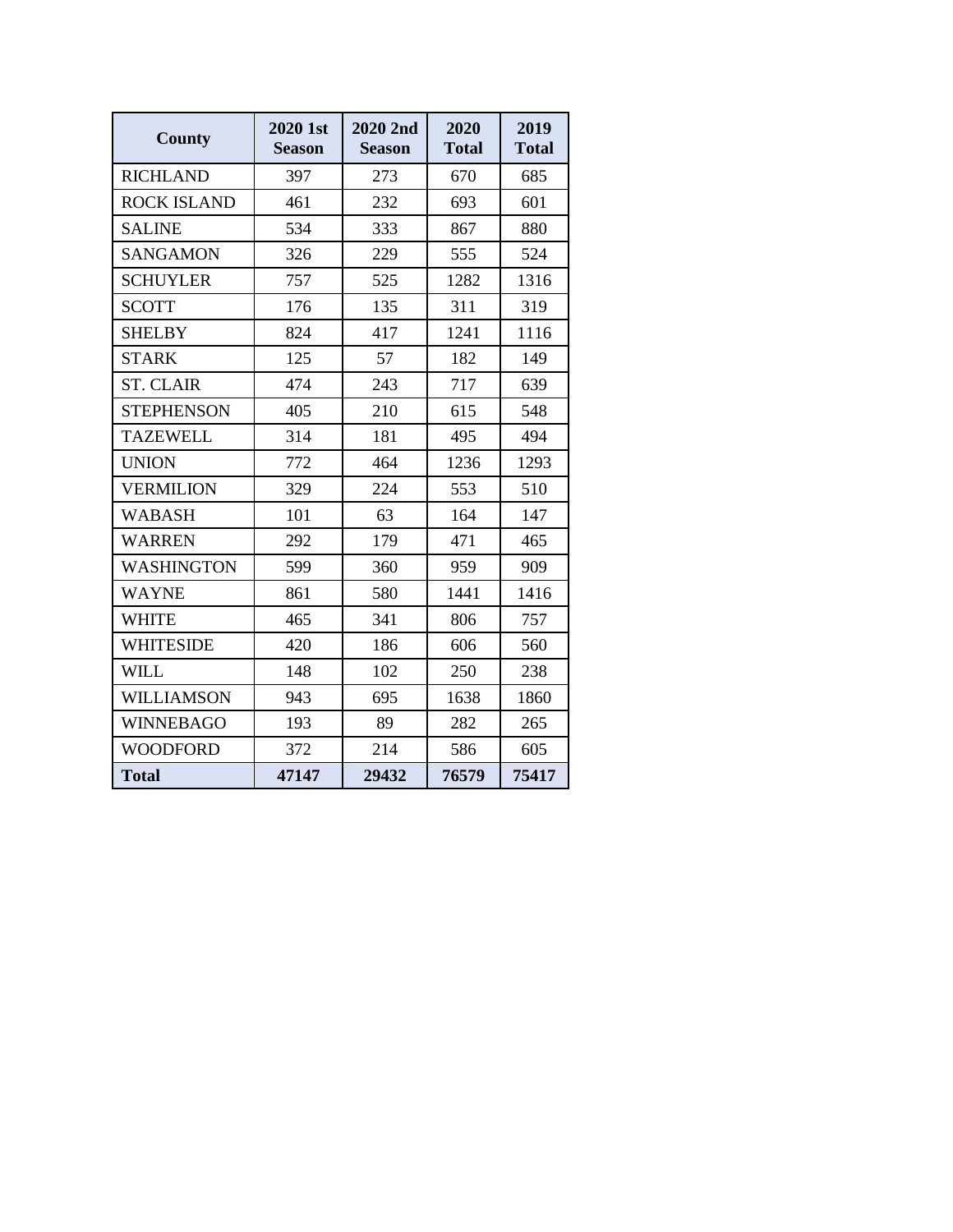| County | 2020 1st Season | 2020 2nd Season | 2020 Total | 2019 Total |
|---|---|---|---|---|
| RICHLAND | 397 | 273 | 670 | 685 |
| ROCK ISLAND | 461 | 232 | 693 | 601 |
| SALINE | 534 | 333 | 867 | 880 |
| SANGAMON | 326 | 229 | 555 | 524 |
| SCHUYLER | 757 | 525 | 1282 | 1316 |
| SCOTT | 176 | 135 | 311 | 319 |
| SHELBY | 824 | 417 | 1241 | 1116 |
| STARK | 125 | 57 | 182 | 149 |
| ST. CLAIR | 474 | 243 | 717 | 639 |
| STEPHENSON | 405 | 210 | 615 | 548 |
| TAZEWELL | 314 | 181 | 495 | 494 |
| UNION | 772 | 464 | 1236 | 1293 |
| VERMILION | 329 | 224 | 553 | 510 |
| WABASH | 101 | 63 | 164 | 147 |
| WARREN | 292 | 179 | 471 | 465 |
| WASHINGTON | 599 | 360 | 959 | 909 |
| WAYNE | 861 | 580 | 1441 | 1416 |
| WHITE | 465 | 341 | 806 | 757 |
| WHITESIDE | 420 | 186 | 606 | 560 |
| WILL | 148 | 102 | 250 | 238 |
| WILLIAMSON | 943 | 695 | 1638 | 1860 |
| WINNEBAGO | 193 | 89 | 282 | 265 |
| WOODFORD | 372 | 214 | 586 | 605 |
| **Total** | **47147** | **29432** | **76579** | **75417** |